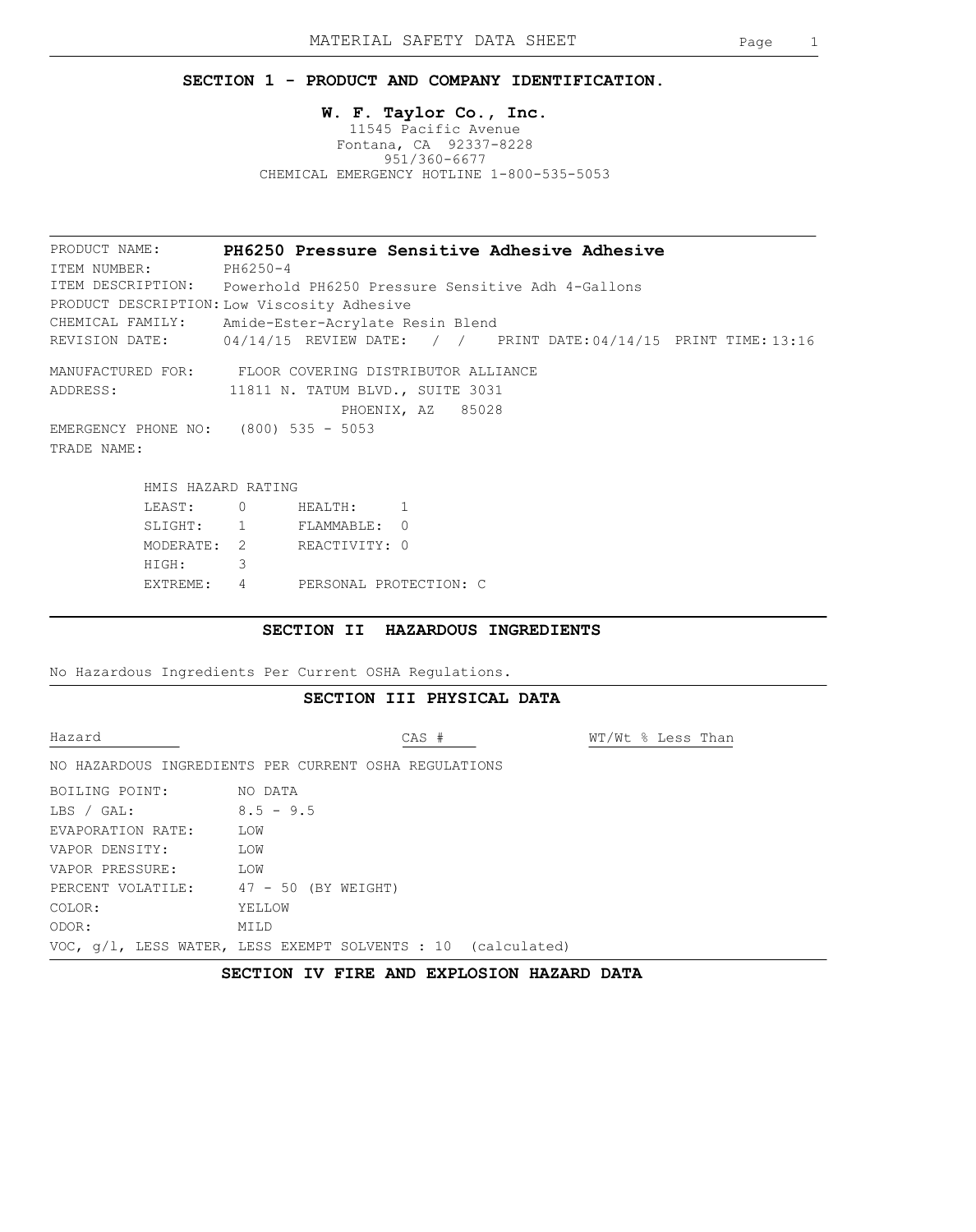# MATERIAL SAFETY DATA SHEET

## SECTION 1 - PRODUCT AND COMPANY IDENTIFICATION.

**W. F. Taylor Co., Inc.**
11545 Pacific Avenue
Fontana, CA 92337-8228
951/360-6677
CHEMICAL EMERGENCY HOTLINE 1-800-535-5053

PRODUCT NAME: **PH6250 Pressure Sensitive Adhesive Adhesive**
ITEM NUMBER: PH6250-4
ITEM DESCRIPTION: Powerhold PH6250 Pressure Sensitive Adh 4-Gallons
PRODUCT DESCRIPTION: Low Viscosity Adhesive
CHEMICAL FAMILY: Amide-Ester-Acrylate Resin Blend
REVISION DATE: 04/14/15 REVIEW DATE: / / PRINT DATE: 04/14/15 PRINT TIME: 13:16

MANUFACTURED FOR: FLOOR COVERING DISTRIBUTOR ALLIANCE
ADDRESS: 11811 N. TATUM BLVD., SUITE 3031
PHOENIX, AZ 85028
EMERGENCY PHONE NO: (800) 535 - 5053
TRADE NAME:

HMIS HAZARD RATING

| | | | |
|---|---|---|---|
| LEAST: | 0 | HEALTH: | 1 |
| SLIGHT: | 1 | FLAMMABLE: | 0 |
| MODERATE: | 2 | REACTIVITY: | 0 |
| HIGH: | 3 | | |
| EXTREME: | 4 | PERSONAL PROTECTION: | C |

## SECTION II HAZARDOUS INGREDIENTS

No Hazardous Ingredients Per Current OSHA Regulations.

## SECTION III PHYSICAL DATA

| Hazard | CAS # | WT/Wt % Less Than |
|---|---|---|
| NO HAZARDOUS INGREDIENTS PER CURRENT OSHA REGULATIONS | | |

BOILING POINT: NO DATA
LBS / GAL: 8.5 - 9.5
EVAPORATION RATE: LOW
VAPOR DENSITY: LOW
VAPOR PRESSURE: LOW
PERCENT VOLATILE: 47 - 50 (BY WEIGHT)
COLOR: YELLOW
ODOR: MILD
VOC, g/l, LESS WATER, LESS EXEMPT SOLVENTS : 10 (calculated)

## SECTION IV FIRE AND EXPLOSION HAZARD DATA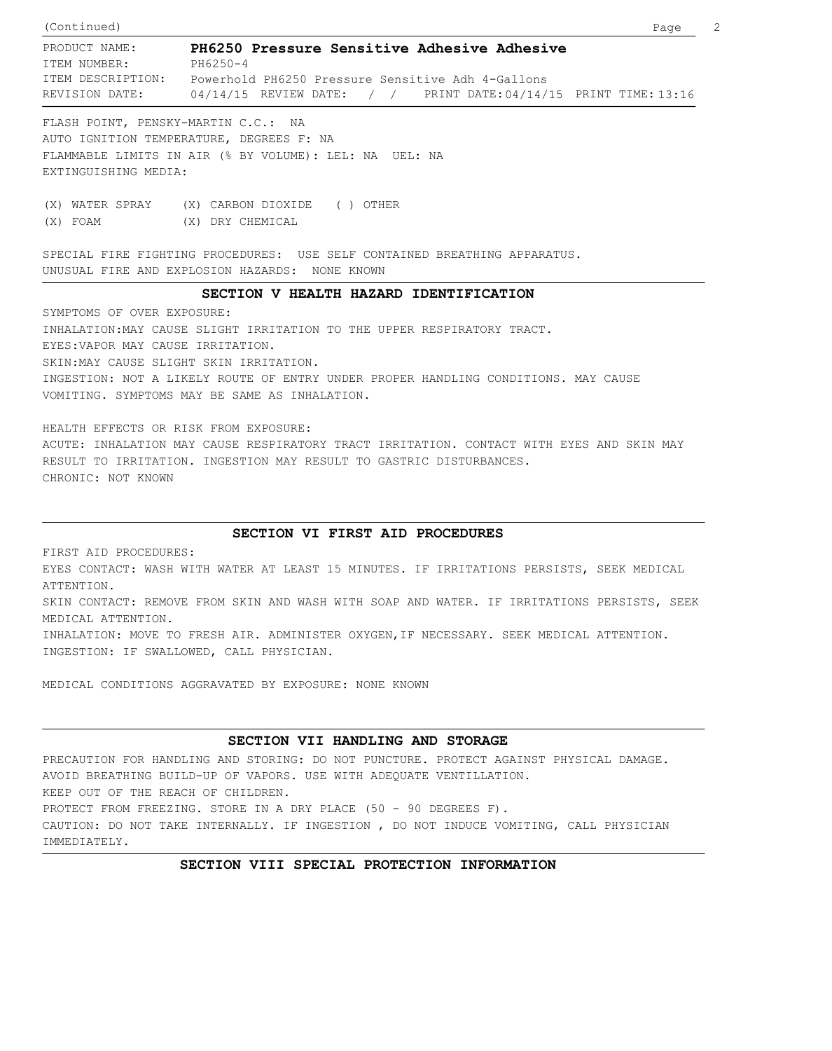(Continued)

PRODUCT NAME: **PH6250 Pressure Sensitive Adhesive Adhesive**
ITEM NUMBER: PH6250-4
ITEM DESCRIPTION: Powerhold PH6250 Pressure Sensitive Adh 4-Gallons
REVISION DATE: 04/14/15 REVIEW DATE: / / PRINT DATE: 04/14/15 PRINT TIME: 13:16

FLASH POINT, PENSKY-MARTIN C.C.: NA
AUTO IGNITION TEMPERATURE, DEGREES F: NA
FLAMMABLE LIMITS IN AIR (% BY VOLUME): LEL: NA UEL: NA
EXTINGUISHING MEDIA:

(X) WATER SPRAY (X) CARBON DIOXIDE ( ) OTHER
(X) FOAM (X) DRY CHEMICAL

SPECIAL FIRE FIGHTING PROCEDURES: USE SELF CONTAINED BREATHING APPARATUS.
UNUSUAL FIRE AND EXPLOSION HAZARDS: NONE KNOWN

## SECTION V HEALTH HAZARD IDENTIFICATION

SYMPTOMS OF OVER EXPOSURE:
INHALATION:MAY CAUSE SLIGHT IRRITATION TO THE UPPER RESPIRATORY TRACT.
EYES:VAPOR MAY CAUSE IRRITATION.
SKIN:MAY CAUSE SLIGHT SKIN IRRITATION.
INGESTION: NOT A LIKELY ROUTE OF ENTRY UNDER PROPER HANDLING CONDITIONS. MAY CAUSE VOMITING. SYMPTOMS MAY BE SAME AS INHALATION.

HEALTH EFFECTS OR RISK FROM EXPOSURE:
ACUTE: INHALATION MAY CAUSE RESPIRATORY TRACT IRRITATION. CONTACT WITH EYES AND SKIN MAY RESULT TO IRRITATION. INGESTION MAY RESULT TO GASTRIC DISTURBANCES.
CHRONIC: NOT KNOWN

## SECTION VI FIRST AID PROCEDURES

FIRST AID PROCEDURES:
EYES CONTACT: WASH WITH WATER AT LEAST 15 MINUTES. IF IRRITATIONS PERSISTS, SEEK MEDICAL ATTENTION.
SKIN CONTACT: REMOVE FROM SKIN AND WASH WITH SOAP AND WATER. IF IRRITATIONS PERSISTS, SEEK MEDICAL ATTENTION.
INHALATION: MOVE TO FRESH AIR. ADMINISTER OXYGEN,IF NECESSARY. SEEK MEDICAL ATTENTION.
INGESTION: IF SWALLOWED, CALL PHYSICIAN.

MEDICAL CONDITIONS AGGRAVATED BY EXPOSURE: NONE KNOWN

## SECTION VII HANDLING AND STORAGE

PRECAUTION FOR HANDLING AND STORING: DO NOT PUNCTURE. PROTECT AGAINST PHYSICAL DAMAGE.
AVOID BREATHING BUILD-UP OF VAPORS. USE WITH ADEQUATE VENTILLATION.
KEEP OUT OF THE REACH OF CHILDREN.
PROTECT FROM FREEZING. STORE IN A DRY PLACE (50 - 90 DEGREES F).
CAUTION: DO NOT TAKE INTERNALLY. IF INGESTION , DO NOT INDUCE VOMITING, CALL PHYSICIAN IMMEDIATELY.

## SECTION VIII SPECIAL PROTECTION INFORMATION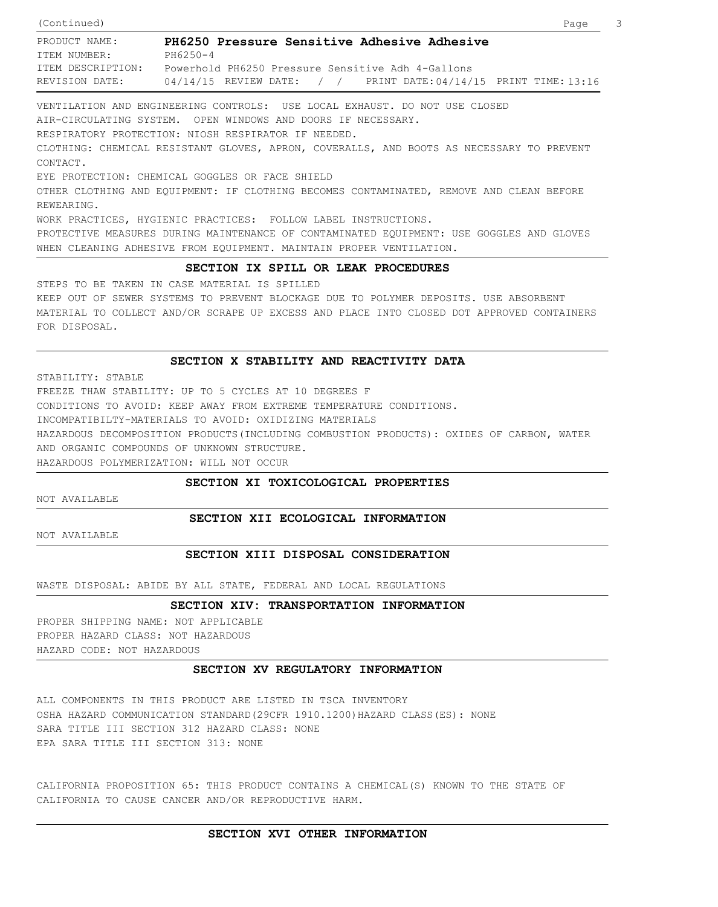PRODUCT NAME: **PH6250 Pressure Sensitive Adhesive Adhesive**
ITEM NUMBER: PH6250-4
ITEM DESCRIPTION: Powerhold PH6250 Pressure Sensitive Adh 4-Gallons
REVISION DATE: 04/14/15 REVIEW DATE: / / PRINT DATE: 04/14/15 PRINT TIME: 13:16

VENTILATION AND ENGINEERING CONTROLS: USE LOCAL EXHAUST. DO NOT USE CLOSED AIR-CIRCULATING SYSTEM. OPEN WINDOWS AND DOORS IF NECESSARY.
RESPIRATORY PROTECTION: NIOSH RESPIRATOR IF NEEDED.
CLOTHING: CHEMICAL RESISTANT GLOVES, APRON, COVERALLS, AND BOOTS AS NECESSARY TO PREVENT CONTACT.
EYE PROTECTION: CHEMICAL GOGGLES OR FACE SHIELD
OTHER CLOTHING AND EQUIPMENT: IF CLOTHING BECOMES CONTAMINATED, REMOVE AND CLEAN BEFORE REWEARING.
WORK PRACTICES, HYGIENIC PRACTICES: FOLLOW LABEL INSTRUCTIONS.
PROTECTIVE MEASURES DURING MAINTENANCE OF CONTAMINATED EQUIPMENT: USE GOGGLES AND GLOVES WHEN CLEANING ADHESIVE FROM EQUIPMENT. MAINTAIN PROPER VENTILATION.

## SECTION IX SPILL OR LEAK PROCEDURES

STEPS TO BE TAKEN IN CASE MATERIAL IS SPILLED
KEEP OUT OF SEWER SYSTEMS TO PREVENT BLOCKAGE DUE TO POLYMER DEPOSITS. USE ABSORBENT MATERIAL TO COLLECT AND/OR SCRAPE UP EXCESS AND PLACE INTO CLOSED DOT APPROVED CONTAINERS FOR DISPOSAL.

## SECTION X STABILITY AND REACTIVITY DATA

STABILITY: STABLE
FREEZE THAW STABILITY: UP TO 5 CYCLES AT 10 DEGREES F
CONDITIONS TO AVOID: KEEP AWAY FROM EXTREME TEMPERATURE CONDITIONS.
INCOMPATIBILTY-MATERIALS TO AVOID: OXIDIZING MATERIALS
HAZARDOUS DECOMPOSITION PRODUCTS(INCLUDING COMBUSTION PRODUCTS): OXIDES OF CARBON, WATER AND ORGANIC COMPOUNDS OF UNKNOWN STRUCTURE.
HAZARDOUS POLYMERIZATION: WILL NOT OCCUR

## SECTION XI TOXICOLOGICAL PROPERTIES

NOT AVAILABLE

## SECTION XII ECOLOGICAL INFORMATION

NOT AVAILABLE

## SECTION XIII DISPOSAL CONSIDERATION

WASTE DISPOSAL: ABIDE BY ALL STATE, FEDERAL AND LOCAL REGULATIONS

## SECTION XIV: TRANSPORTATION INFORMATION

PROPER SHIPPING NAME: NOT APPLICABLE
PROPER HAZARD CLASS: NOT HAZARDOUS
HAZARD CODE: NOT HAZARDOUS

## SECTION XV REGULATORY INFORMATION

ALL COMPONENTS IN THIS PRODUCT ARE LISTED IN TSCA INVENTORY
OSHA HAZARD COMMUNICATION STANDARD(29CFR 1910.1200)HAZARD CLASS(ES): NONE
SARA TITLE III SECTION 312 HAZARD CLASS: NONE
EPA SARA TITLE III SECTION 313: NONE

CALIFORNIA PROPOSITION 65: THIS PRODUCT CONTAINS A CHEMICAL(S) KNOWN TO THE STATE OF CALIFORNIA TO CAUSE CANCER AND/OR REPRODUCTIVE HARM.

## SECTION XVI OTHER INFORMATION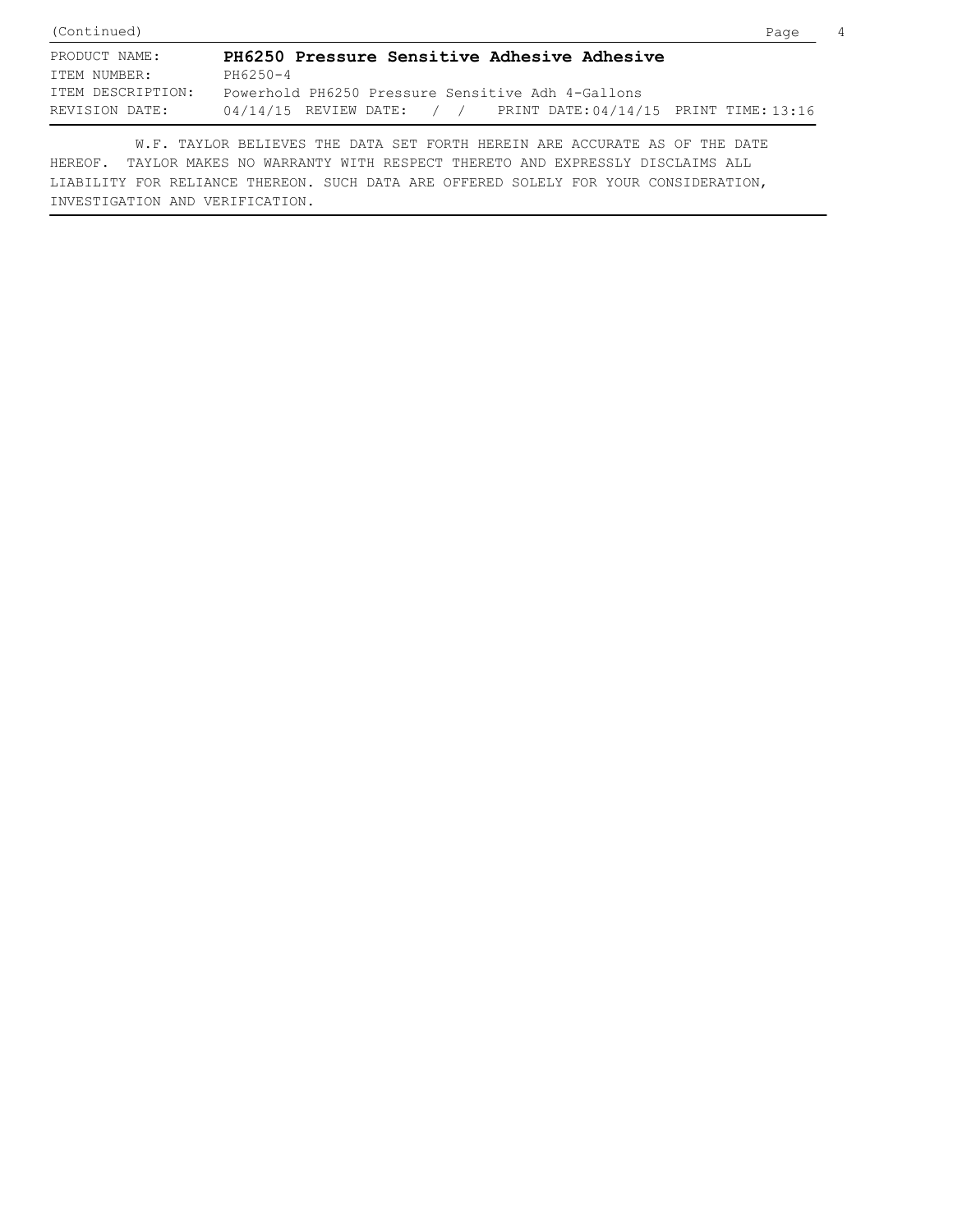W.F. TAYLOR BELIEVES THE DATA SET FORTH HEREIN ARE ACCURATE AS OF THE DATE HEREOF. TAYLOR MAKES NO WARRANTY WITH RESPECT THERETO AND EXPRESSLY DISCLAIMS ALL LIABILITY FOR RELIANCE THEREON. SUCH DATA ARE OFFERED SOLELY FOR YOUR CONSIDERATION, INVESTIGATION AND VERIFICATION.